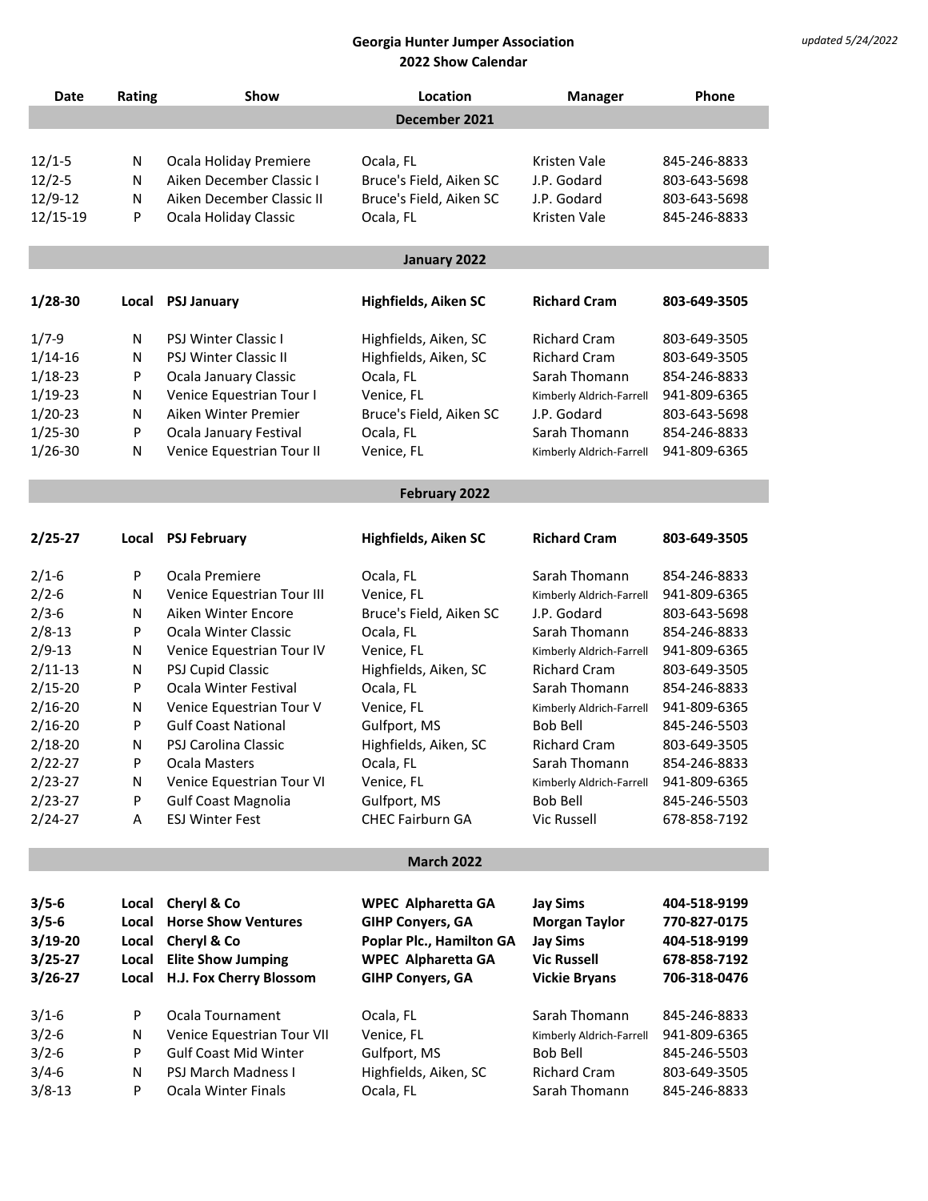*updated 5/24/2022*

## Georgia Hunter Jumper Association
## 2022 Show Calendar

| Date | Rating | Show | Location | Manager | Phone |
|---|---|---|---|---|---|
| | | | **December 2021** | | |
| 12/1-5 | N | Ocala Holiday Premiere | Ocala, FL | Kristen Vale | 845-246-8833 |
| 12/2-5 | N | Aiken December Classic I | Bruce's Field, Aiken SC | J.P. Godard | 803-643-5698 |
| 12/9-12 | N | Aiken December Classic II | Bruce's Field, Aiken SC | J.P. Godard | 803-643-5698 |
| 12/15-19 | P | Ocala Holiday Classic | Ocala, FL | Kristen Vale | 845-246-8833 |
| | | | **January 2022** | | |
| **1/28-30** | **Local** | **PSJ January** | **Highfields, Aiken SC** | **Richard Cram** | **803-649-3505** |
| 1/7-9 | N | PSJ Winter Classic I | Highfields, Aiken, SC | Richard Cram | 803-649-3505 |
| 1/14-16 | N | PSJ Winter Classic II | Highfields, Aiken, SC | Richard Cram | 803-649-3505 |
| 1/18-23 | P | Ocala January Classic | Ocala, FL | Sarah Thomann | 854-246-8833 |
| 1/19-23 | N | Venice Equestrian Tour I | Venice, FL | Kimberly Aldrich-Farrell | 941-809-6365 |
| 1/20-23 | N | Aiken Winter Premier | Bruce's Field, Aiken SC | J.P. Godard | 803-643-5698 |
| 1/25-30 | P | Ocala January Festival | Ocala, FL | Sarah Thomann | 854-246-8833 |
| 1/26-30 | N | Venice Equestrian Tour II | Venice, FL | Kimberly Aldrich-Farrell | 941-809-6365 |
| | | | **February 2022** | | |
| **2/25-27** | **Local** | **PSJ February** | **Highfields, Aiken SC** | **Richard Cram** | **803-649-3505** |
| 2/1-6 | P | Ocala Premiere | Ocala, FL | Sarah Thomann | 854-246-8833 |
| 2/2-6 | N | Venice Equestrian Tour III | Venice, FL | Kimberly Aldrich-Farrell | 941-809-6365 |
| 2/3-6 | N | Aiken Winter Encore | Bruce's Field, Aiken SC | J.P. Godard | 803-643-5698 |
| 2/8-13 | P | Ocala Winter Classic | Ocala, FL | Sarah Thomann | 854-246-8833 |
| 2/9-13 | N | Venice Equestrian Tour IV | Venice, FL | Kimberly Aldrich-Farrell | 941-809-6365 |
| 2/11-13 | N | PSJ Cupid Classic | Highfields, Aiken, SC | Richard Cram | 803-649-3505 |
| 2/15-20 | P | Ocala Winter Festival | Ocala, FL | Sarah Thomann | 854-246-8833 |
| 2/16-20 | N | Venice Equestrian Tour V | Venice, FL | Kimberly Aldrich-Farrell | 941-809-6365 |
| 2/16-20 | P | Gulf Coast National | Gulfport, MS | Bob Bell | 845-246-5503 |
| 2/18-20 | N | PSJ Carolina Classic | Highfields, Aiken, SC | Richard Cram | 803-649-3505 |
| 2/22-27 | P | Ocala Masters | Ocala, FL | Sarah Thomann | 854-246-8833 |
| 2/23-27 | N | Venice Equestrian Tour VI | Venice, FL | Kimberly Aldrich-Farrell | 941-809-6365 |
| 2/23-27 | P | Gulf Coast Magnolia | Gulfport, MS | Bob Bell | 845-246-5503 |
| 2/24-27 | A | ESJ Winter Fest | CHEC Fairburn GA | Vic Russell | 678-858-7192 |
| | | | **March 2022** | | |
| **3/5-6** | **Local** | **Cheryl & Co** | **WPEC Alpharetta GA** | **Jay Sims** | **404-518-9199** |
| **3/5-6** | **Local** | **Horse Show Ventures** | **GIHP Conyers, GA** | **Morgan Taylor** | **770-827-0175** |
| **3/19-20** | **Local** | **Cheryl & Co** | **Poplar Plc., Hamilton GA** | **Jay Sims** | **404-518-9199** |
| **3/25-27** | **Local** | **Elite Show Jumping** | **WPEC Alpharetta GA** | **Vic Russell** | **678-858-7192** |
| **3/26-27** | **Local** | **H.J. Fox Cherry Blossom** | **GIHP Conyers, GA** | **Vickie Bryans** | **706-318-0476** |
| 3/1-6 | P | Ocala Tournament | Ocala, FL | Sarah Thomann | 845-246-8833 |
| 3/2-6 | N | Venice Equestrian Tour VII | Venice, FL | Kimberly Aldrich-Farrell | 941-809-6365 |
| 3/2-6 | P | Gulf Coast Mid Winter | Gulfport, MS | Bob Bell | 845-246-5503 |
| 3/4-6 | N | PSJ March Madness I | Highfields, Aiken, SC | Richard Cram | 803-649-3505 |
| 3/8-13 | P | Ocala Winter Finals | Ocala, FL | Sarah Thomann | 845-246-8833 |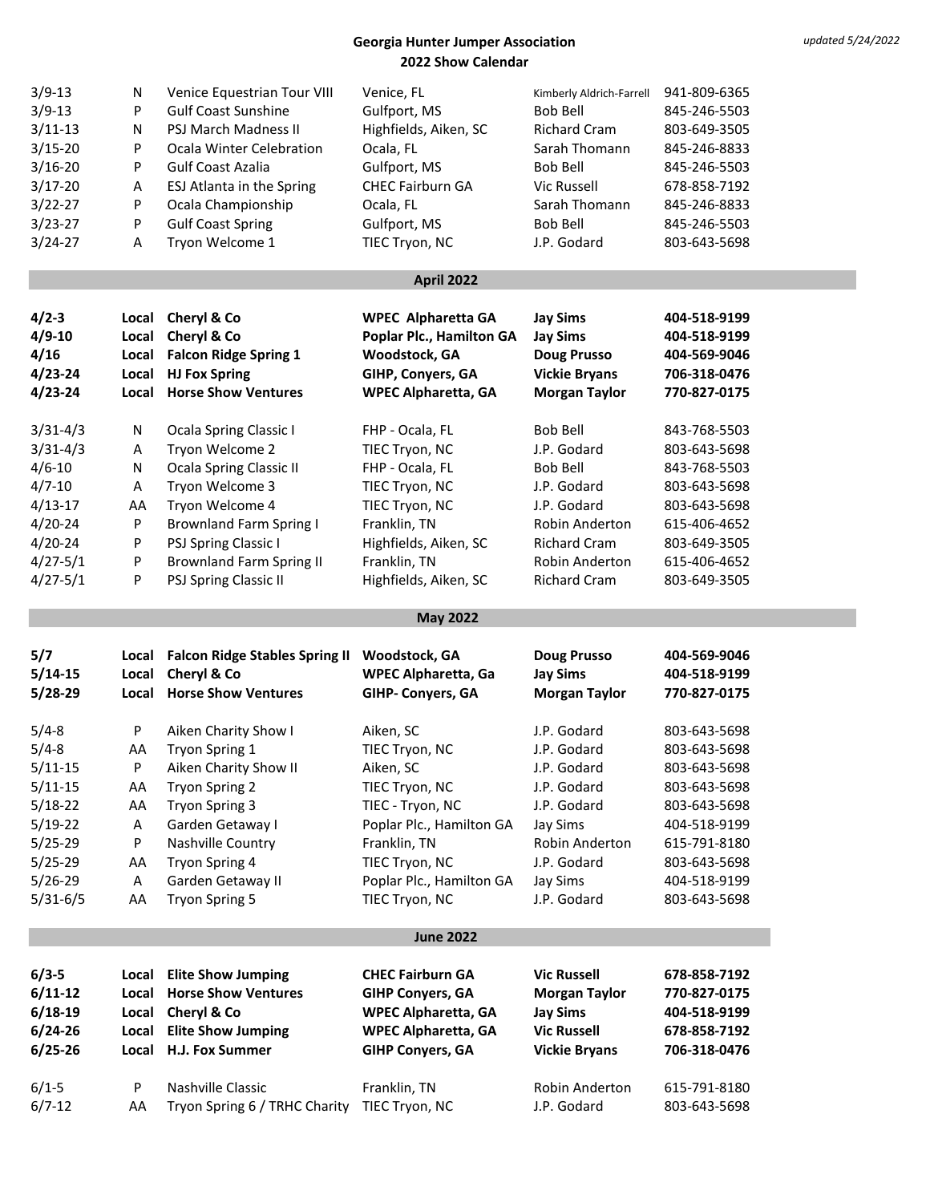# Georgia Hunter Jumper Association
## 2022 Show Calendar

*updated 5/24/2022*

| Dates | Level | Show | Location | Contact | Phone |
|---|---|---|---|---|---|
| 3/9-13 | N | Venice Equestrian Tour VIII | Venice, FL | Kimberly Aldrich-Farrell | 941-809-6365 |
| 3/9-13 | P | Gulf Coast Sunshine | Gulfport, MS | Bob Bell | 845-246-5503 |
| 3/11-13 | N | PSJ March Madness II | Highfields, Aiken, SC | Richard Cram | 803-649-3505 |
| 3/15-20 | P | Ocala Winter Celebration | Ocala, FL | Sarah Thomann | 845-246-8833 |
| 3/16-20 | P | Gulf Coast Azalia | Gulfport, MS | Bob Bell | 845-246-5503 |
| 3/17-20 | A | ESJ Atlanta in the Spring | CHEC Fairburn GA | Vic Russell | 678-858-7192 |
| 3/22-27 | P | Ocala Championship | Ocala, FL | Sarah Thomann | 845-246-8833 |
| 3/23-27 | P | Gulf Coast Spring | Gulfport, MS | Bob Bell | 845-246-5503 |
| 3/24-27 | A | Tryon Welcome 1 | TIEC Tryon, NC | J.P. Godard | 803-643-5698 |

## April 2022

| Dates | Level | Show | Location | Contact | Phone |
|---|---|---|---|---|---|
| **4/2-3** | **Local** | **Cheryl & Co** | **WPEC Alpharetta GA** | **Jay Sims** | **404-518-9199** |
| **4/9-10** | **Local** | **Cheryl & Co** | **Poplar Plc., Hamilton GA** | **Jay Sims** | **404-518-9199** |
| **4/16** | **Local** | **Falcon Ridge Spring 1** | **Woodstock, GA** | **Doug Prusso** | **404-569-9046** |
| **4/23-24** | **Local** | **HJ Fox Spring** | **GIHP, Conyers, GA** | **Vickie Bryans** | **706-318-0476** |
| **4/23-24** | **Local** | **Horse Show Ventures** | **WPEC Alpharetta, GA** | **Morgan Taylor** | **770-827-0175** |
| 3/31-4/3 | N | Ocala Spring Classic I | FHP - Ocala, FL | Bob Bell | 843-768-5503 |
| 3/31-4/3 | A | Tryon Welcome 2 | TIEC Tryon, NC | J.P. Godard | 803-643-5698 |
| 4/6-10 | N | Ocala Spring Classic II | FHP - Ocala, FL | Bob Bell | 843-768-5503 |
| 4/7-10 | A | Tryon Welcome 3 | TIEC Tryon, NC | J.P. Godard | 803-643-5698 |
| 4/13-17 | AA | Tryon Welcome 4 | TIEC Tryon, NC | J.P. Godard | 803-643-5698 |
| 4/20-24 | P | Brownland Farm Spring I | Franklin, TN | Robin Anderton | 615-406-4652 |
| 4/20-24 | P | PSJ Spring Classic I | Highfields, Aiken, SC | Richard Cram | 803-649-3505 |
| 4/27-5/1 | P | Brownland Farm Spring II | Franklin, TN | Robin Anderton | 615-406-4652 |
| 4/27-5/1 | P | PSJ Spring Classic II | Highfields, Aiken, SC | Richard Cram | 803-649-3505 |

## May 2022

| Dates | Level | Show | Location | Contact | Phone |
|---|---|---|---|---|---|
| **5/7** | **Local** | **Falcon Ridge Stables Spring II** | **Woodstock, GA** | **Doug Prusso** | **404-569-9046** |
| **5/14-15** | **Local** | **Cheryl & Co** | **WPEC Alpharetta, Ga** | **Jay Sims** | **404-518-9199** |
| **5/28-29** | **Local** | **Horse Show Ventures** | **GIHP- Conyers, GA** | **Morgan Taylor** | **770-827-0175** |
| 5/4-8 | P | Aiken Charity Show I | Aiken, SC | J.P. Godard | 803-643-5698 |
| 5/4-8 | AA | Tryon Spring 1 | TIEC Tryon, NC | J.P. Godard | 803-643-5698 |
| 5/11-15 | P | Aiken Charity Show II | Aiken, SC | J.P. Godard | 803-643-5698 |
| 5/11-15 | AA | Tryon Spring 2 | TIEC Tryon, NC | J.P. Godard | 803-643-5698 |
| 5/18-22 | AA | Tryon Spring 3 | TIEC - Tryon, NC | J.P. Godard | 803-643-5698 |
| 5/19-22 | A | Garden Getaway I | Poplar Plc., Hamilton GA | Jay Sims | 404-518-9199 |
| 5/25-29 | P | Nashville Country | Franklin, TN | Robin Anderton | 615-791-8180 |
| 5/25-29 | AA | Tryon Spring 4 | TIEC Tryon, NC | J.P. Godard | 803-643-5698 |
| 5/26-29 | A | Garden Getaway II | Poplar Plc., Hamilton GA | Jay Sims | 404-518-9199 |
| 5/31-6/5 | AA | Tryon Spring 5 | TIEC Tryon, NC | J.P. Godard | 803-643-5698 |

## June 2022

| Dates | Level | Show | Location | Contact | Phone |
|---|---|---|---|---|---|
| **6/3-5** | **Local** | **Elite Show Jumping** | **CHEC Fairburn GA** | **Vic Russell** | **678-858-7192** |
| **6/11-12** | **Local** | **Horse Show Ventures** | **GIHP Conyers, GA** | **Morgan Taylor** | **770-827-0175** |
| **6/18-19** | **Local** | **Cheryl & Co** | **WPEC Alpharetta, GA** | **Jay Sims** | **404-518-9199** |
| **6/24-26** | **Local** | **Elite Show Jumping** | **WPEC Alpharetta, GA** | **Vic Russell** | **678-858-7192** |
| **6/25-26** | **Local** | **H.J. Fox Summer** | **GIHP Conyers, GA** | **Vickie Bryans** | **706-318-0476** |
| 6/1-5 | P | Nashville Classic | Franklin, TN | Robin Anderton | 615-791-8180 |
| 6/7-12 | AA | Tryon Spring 6 / TRHC Charity | TIEC Tryon, NC | J.P. Godard | 803-643-5698 |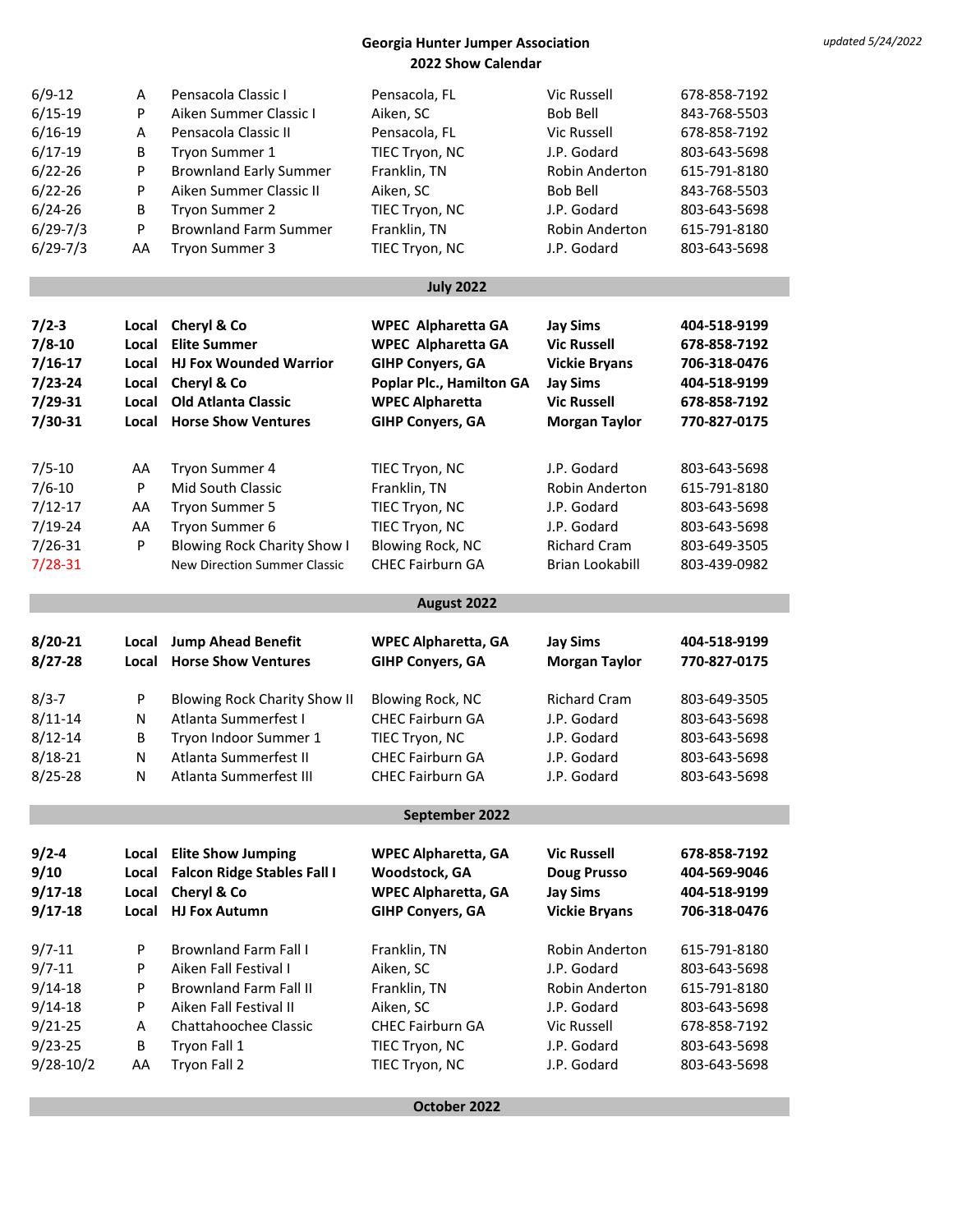**Georgia Hunter Jumper Association**
**2022 Show Calendar**

*updated 5/24/2022*

| Date | Rating | Show | Location | Manager | Phone |
|---|---|---|---|---|---|
| 6/9-12 | A | Pensacola Classic I | Pensacola, FL | Vic Russell | 678-858-7192 |
| 6/15-19 | P | Aiken Summer Classic I | Aiken, SC | Bob Bell | 843-768-5503 |
| 6/16-19 | A | Pensacola Classic II | Pensacola, FL | Vic Russell | 678-858-7192 |
| 6/17-19 | B | Tryon Summer 1 | TIEC Tryon, NC | J.P. Godard | 803-643-5698 |
| 6/22-26 | P | Brownland Early Summer | Franklin, TN | Robin Anderton | 615-791-8180 |
| 6/22-26 | P | Aiken Summer Classic II | Aiken, SC | Bob Bell | 843-768-5503 |
| 6/24-26 | B | Tryon Summer 2 | TIEC Tryon, NC | J.P. Godard | 803-643-5698 |
| 6/29-7/3 | P | Brownland Farm Summer | Franklin, TN | Robin Anderton | 615-791-8180 |
| 6/29-7/3 | AA | Tryon Summer 3 | TIEC Tryon, NC | J.P. Godard | 803-643-5698 |

## July 2022

| Date | Rating | Show | Location | Manager | Phone |
|---|---|---|---|---|---|
| **7/2-3** | **Local** | **Cheryl & Co** | **WPEC Alpharetta GA** | **Jay Sims** | **404-518-9199** |
| **7/8-10** | **Local** | **Elite Summer** | **WPEC Alpharetta GA** | **Vic Russell** | **678-858-7192** |
| **7/16-17** | **Local** | **HJ Fox Wounded Warrior** | **GIHP Conyers, GA** | **Vickie Bryans** | **706-318-0476** |
| **7/23-24** | **Local** | **Cheryl & Co** | **Poplar Plc., Hamilton GA** | **Jay Sims** | **404-518-9199** |
| **7/29-31** | **Local** | **Old Atlanta Classic** | **WPEC Alpharetta** | **Vic Russell** | **678-858-7192** |
| **7/30-31** | **Local** | **Horse Show Ventures** | **GIHP Conyers, GA** | **Morgan Taylor** | **770-827-0175** |
| 7/5-10 | AA | Tryon Summer 4 | TIEC Tryon, NC | J.P. Godard | 803-643-5698 |
| 7/6-10 | P | Mid South Classic | Franklin, TN | Robin Anderton | 615-791-8180 |
| 7/12-17 | AA | Tryon Summer 5 | TIEC Tryon, NC | J.P. Godard | 803-643-5698 |
| 7/19-24 | AA | Tryon Summer 6 | TIEC Tryon, NC | J.P. Godard | 803-643-5698 |
| 7/26-31 | P | Blowing Rock Charity Show I | Blowing Rock, NC | Richard Cram | 803-649-3505 |
| 7/28-31 | | New Direction Summer Classic | CHEC Fairburn GA | Brian Lookabill | 803-439-0982 |

## August 2022

| Date | Rating | Show | Location | Manager | Phone |
|---|---|---|---|---|---|
| **8/20-21** | **Local** | **Jump Ahead Benefit** | **WPEC Alpharetta, GA** | **Jay Sims** | **404-518-9199** |
| **8/27-28** | **Local** | **Horse Show Ventures** | **GIHP Conyers, GA** | **Morgan Taylor** | **770-827-0175** |
| 8/3-7 | P | Blowing Rock Charity Show II | Blowing Rock, NC | Richard Cram | 803-649-3505 |
| 8/11-14 | N | Atlanta Summerfest I | CHEC Fairburn GA | J.P. Godard | 803-643-5698 |
| 8/12-14 | B | Tryon Indoor Summer 1 | TIEC Tryon, NC | J.P. Godard | 803-643-5698 |
| 8/18-21 | N | Atlanta Summerfest II | CHEC Fairburn GA | J.P. Godard | 803-643-5698 |
| 8/25-28 | N | Atlanta Summerfest III | CHEC Fairburn GA | J.P. Godard | 803-643-5698 |

## September 2022

| Date | Rating | Show | Location | Manager | Phone |
|---|---|---|---|---|---|
| **9/2-4** | **Local** | **Elite Show Jumping** | **WPEC Alpharetta, GA** | **Vic Russell** | **678-858-7192** |
| **9/10** | **Local** | **Falcon Ridge Stables Fall I** | **Woodstock, GA** | **Doug Prusso** | **404-569-9046** |
| **9/17-18** | **Local** | **Cheryl & Co** | **WPEC Alpharetta, GA** | **Jay Sims** | **404-518-9199** |
| **9/17-18** | **Local** | **HJ Fox Autumn** | **GIHP Conyers, GA** | **Vickie Bryans** | **706-318-0476** |
| 9/7-11 | P | Brownland Farm Fall I | Franklin, TN | Robin Anderton | 615-791-8180 |
| 9/7-11 | P | Aiken Fall Festival I | Aiken, SC | J.P. Godard | 803-643-5698 |
| 9/14-18 | P | Brownland Farm Fall II | Franklin, TN | Robin Anderton | 615-791-8180 |
| 9/14-18 | P | Aiken Fall Festival II | Aiken, SC | J.P. Godard | 803-643-5698 |
| 9/21-25 | A | Chattahoochee Classic | CHEC Fairburn GA | Vic Russell | 678-858-7192 |
| 9/23-25 | B | Tryon Fall 1 | TIEC Tryon, NC | J.P. Godard | 803-643-5698 |
| 9/28-10/2 | AA | Tryon Fall 2 | TIEC Tryon, NC | J.P. Godard | 803-643-5698 |

## October 2022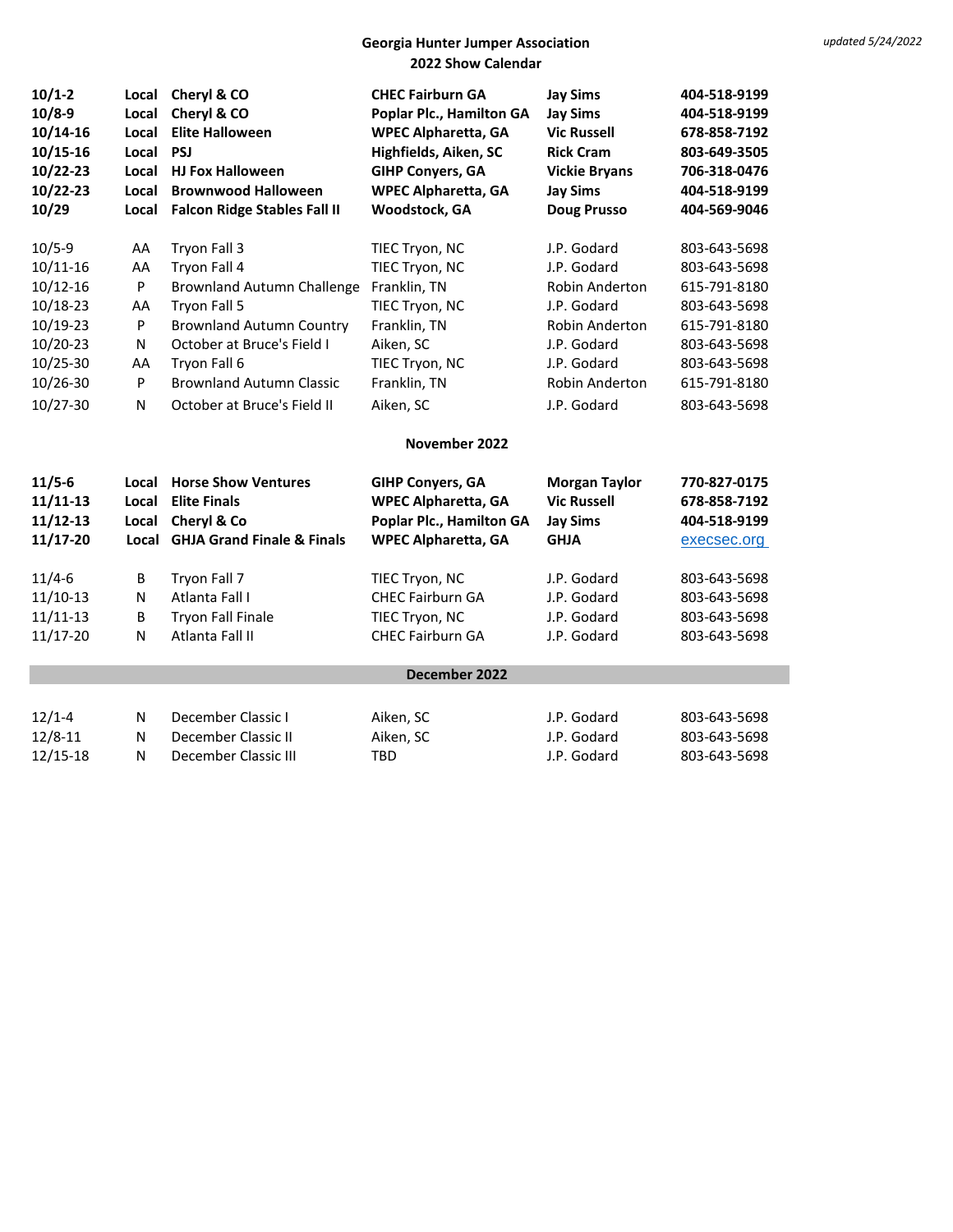*updated 5/24/2022*

## Georgia Hunter Jumper Association
## 2022 Show Calendar

| | | | | | |
|---|---|---|---|---|---|
| **10/1-2** | **Local** | **Cheryl & CO** | **CHEC Fairburn GA** | **Jay Sims** | **404-518-9199** |
| **10/8-9** | **Local** | **Cheryl & CO** | **Poplar Plc., Hamilton GA** | **Jay Sims** | **404-518-9199** |
| **10/14-16** | **Local** | **Elite Halloween** | **WPEC Alpharetta, GA** | **Vic Russell** | **678-858-7192** |
| **10/15-16** | **Local** | **PSJ** | **Highfields, Aiken, SC** | **Rick Cram** | **803-649-3505** |
| **10/22-23** | **Local** | **HJ Fox Halloween** | **GIHP Conyers, GA** | **Vickie Bryans** | **706-318-0476** |
| **10/22-23** | **Local** | **Brownwood Halloween** | **WPEC Alpharetta, GA** | **Jay Sims** | **404-518-9199** |
| **10/29** | **Local** | **Falcon Ridge Stables Fall II** | **Woodstock, GA** | **Doug Prusso** | **404-569-9046** |
| | | | | | |
| 10/5-9 | AA | Tryon Fall 3 | TIEC Tryon, NC | J.P. Godard | 803-643-5698 |
| 10/11-16 | AA | Tryon Fall 4 | TIEC Tryon, NC | J.P. Godard | 803-643-5698 |
| 10/12-16 | P | Brownland Autumn Challenge | Franklin, TN | Robin Anderton | 615-791-8180 |
| 10/18-23 | AA | Tryon Fall 5 | TIEC Tryon, NC | J.P. Godard | 803-643-5698 |
| 10/19-23 | P | Brownland Autumn Country | Franklin, TN | Robin Anderton | 615-791-8180 |
| 10/20-23 | N | October at Bruce's Field I | Aiken, SC | J.P. Godard | 803-643-5698 |
| 10/25-30 | AA | Tryon Fall 6 | TIEC Tryon, NC | J.P. Godard | 803-643-5698 |
| 10/26-30 | P | Brownland Autumn Classic | Franklin, TN | Robin Anderton | 615-791-8180 |
| 10/27-30 | N | October at Bruce's Field II | Aiken, SC | J.P. Godard | 803-643-5698 |

### November 2022

| | | | | | |
|---|---|---|---|---|---|
| **11/5-6** | **Local** | **Horse Show Ventures** | **GIHP Conyers, GA** | **Morgan Taylor** | **770-827-0175** |
| **11/11-13** | **Local** | **Elite Finals** | **WPEC Alpharetta, GA** | **Vic Russell** | **678-858-7192** |
| **11/12-13** | **Local** | **Cheryl & Co** | **Poplar Plc., Hamilton GA** | **Jay Sims** | **404-518-9199** |
| **11/17-20** | **Local** | **GHJA Grand Finale & Finals** | **WPEC Alpharetta, GA** | **GHJA** | execsec.org |
| | | | | | |
| 11/4-6 | B | Tryon Fall 7 | TIEC Tryon, NC | J.P. Godard | 803-643-5698 |
| 11/10-13 | N | Atlanta Fall I | CHEC Fairburn GA | J.P. Godard | 803-643-5698 |
| 11/11-13 | B | Tryon Fall Finale | TIEC Tryon, NC | J.P. Godard | 803-643-5698 |
| 11/17-20 | N | Atlanta Fall II | CHEC Fairburn GA | J.P. Godard | 803-643-5698 |

### December 2022

| | | | | | |
|---|---|---|---|---|---|
| 12/1-4 | N | December Classic I | Aiken, SC | J.P. Godard | 803-643-5698 |
| 12/8-11 | N | December Classic II | Aiken, SC | J.P. Godard | 803-643-5698 |
| 12/15-18 | N | December Classic III | TBD | J.P. Godard | 803-643-5698 |